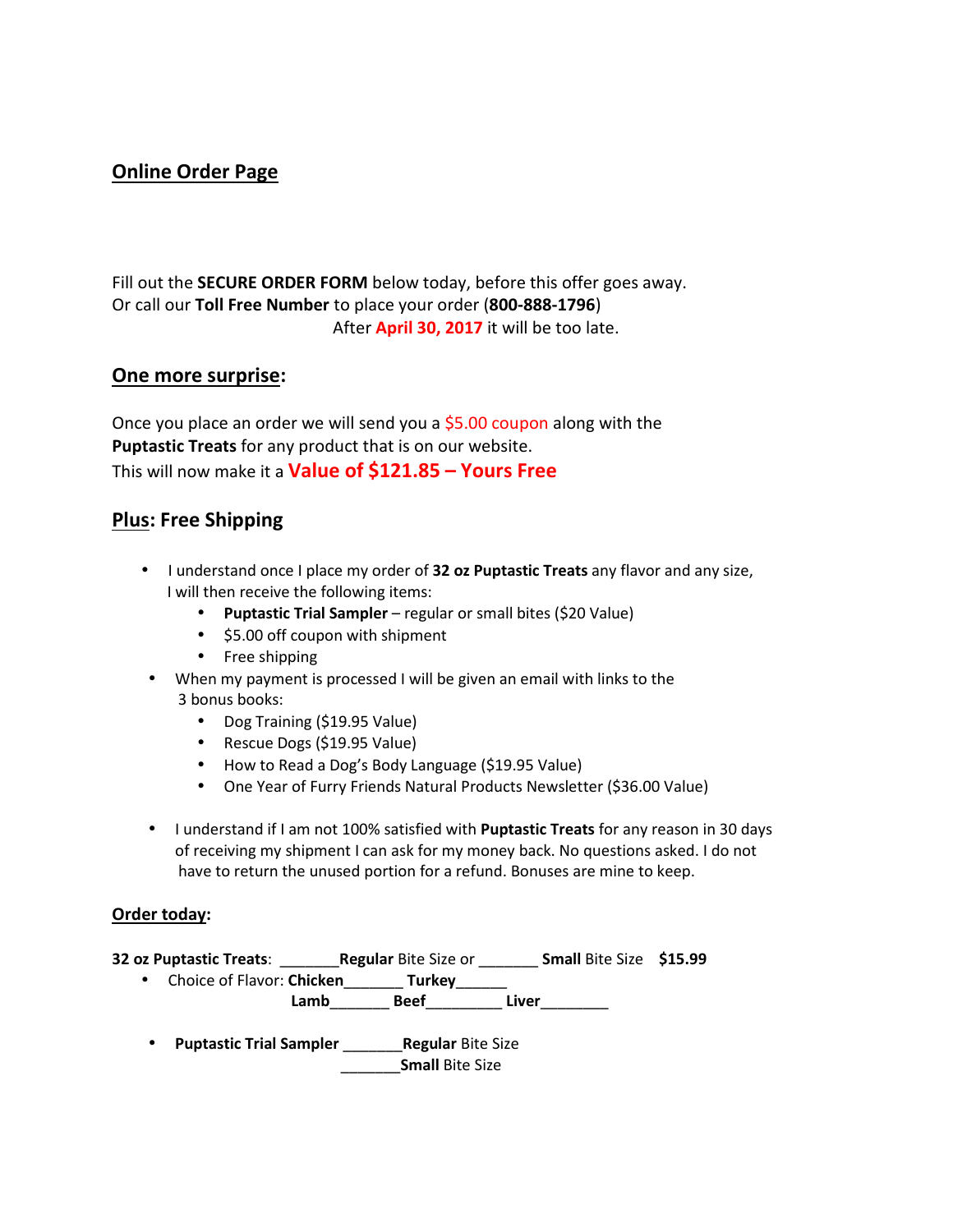## Online Order Page

Fill out the **SECURE ORDER FORM** below today, before this offer goes away.
Or call our **Toll Free Number** to place your order (**800-888-1796**)
After **April 30, 2017** it will be too late.

## One more surprise:

Once you place an order we will send you a $5.00 coupon along with the **Puptastic Treats** for any product that is on our website.
This will now make it a **Value of $121.85 – Yours Free**

## Plus: Free Shipping

- I understand once I place my order of **32 oz Puptastic Treats** any flavor and any size, I will then receive the following items:
  - **Puptastic Trial Sampler** – regular or small bites ($20 Value)
  - $5.00 off coupon with shipment
  - Free shipping
- When my payment is processed I will be given an email with links to the 3 bonus books:
  - Dog Training ($19.95 Value)
  - Rescue Dogs ($19.95 Value)
  - How to Read a Dog's Body Language ($19.95 Value)
  - One Year of Furry Friends Natural Products Newsletter ($36.00 Value)
- I understand if I am not 100% satisfied with **Puptastic Treats** for any reason in 30 days of receiving my shipment I can ask for my money back. No questions asked. I do not have to return the unused portion for a refund. Bonuses are mine to keep.

**Order today:**

**32 oz Puptastic Treats**: _______**Regular** Bite Size or _______ **Small** Bite Size **$15.99**

- Choice of Flavor: **Chicken**_______ **Turkey**______
  **Lamb**_______ **Beef**_________ **Liver**________

- **Puptastic Trial Sampler** _______**Regular** Bite Size
  _______**Small** Bite Size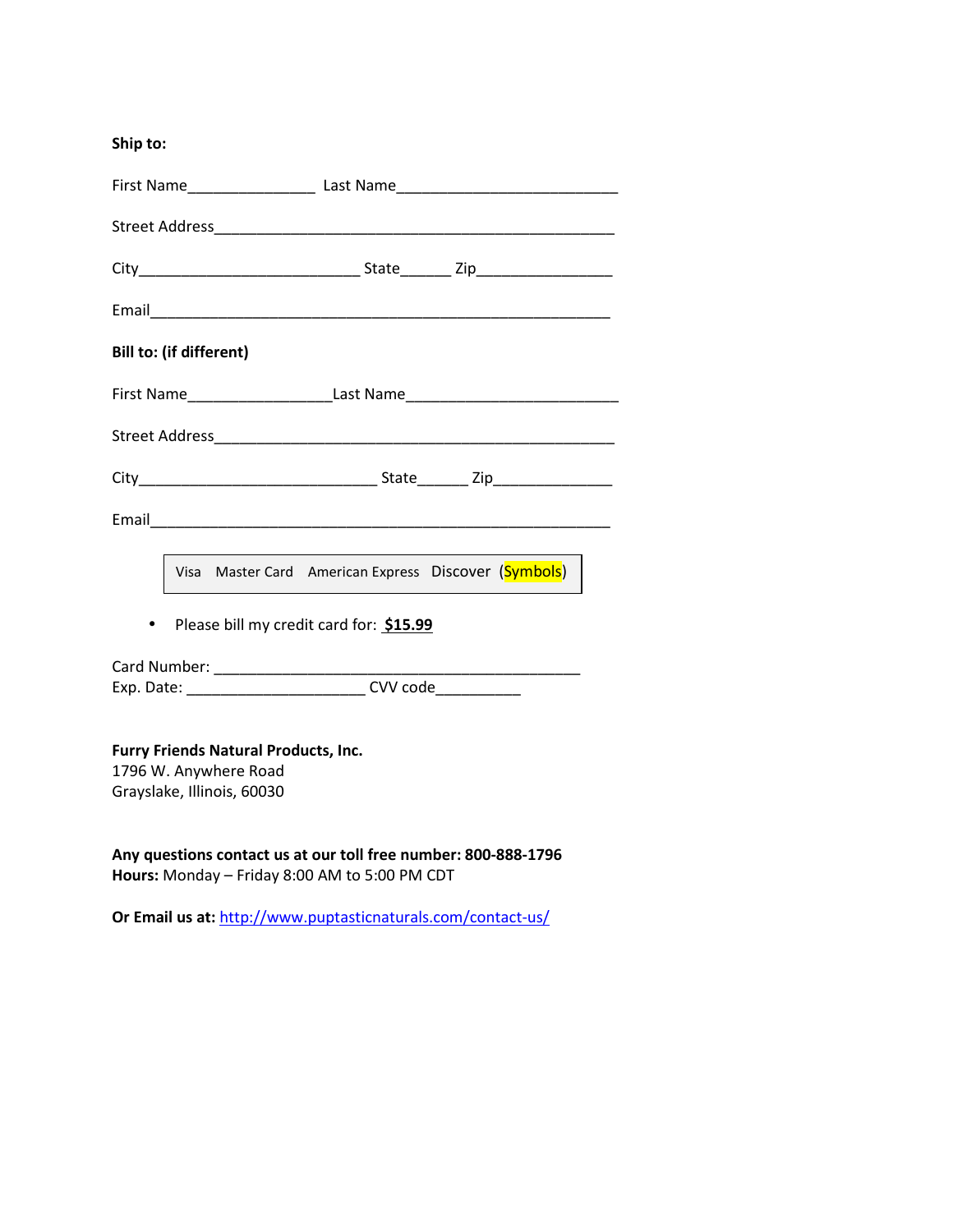**Ship to:**

First Name_______________ Last Name__________________________

Street Address_______________________________________________

City__________________________ State______ Zip________________

Email______________________________________________________

**Bill to: (if different)**

First Name_________________Last Name_________________________

Street Address_______________________________________________

City_____________________________ State______ Zip______________

Email______________________________________________________

| |
|---|
| Visa Master Card American Express Discover (Symbols) |

- Please bill my credit card for: **$15.99**

Card Number: ___________________________________________
Exp. Date: _____________________ CVV code__________

**Furry Friends Natural Products, Inc.**
1796 W. Anywhere Road
Grayslake, Illinois, 60030

**Any questions contact us at our toll free number: 800-888-1796**
**Hours:** Monday – Friday 8:00 AM to 5:00 PM CDT

**Or Email us at:** http://www.puptasticnaturals.com/contact-us/